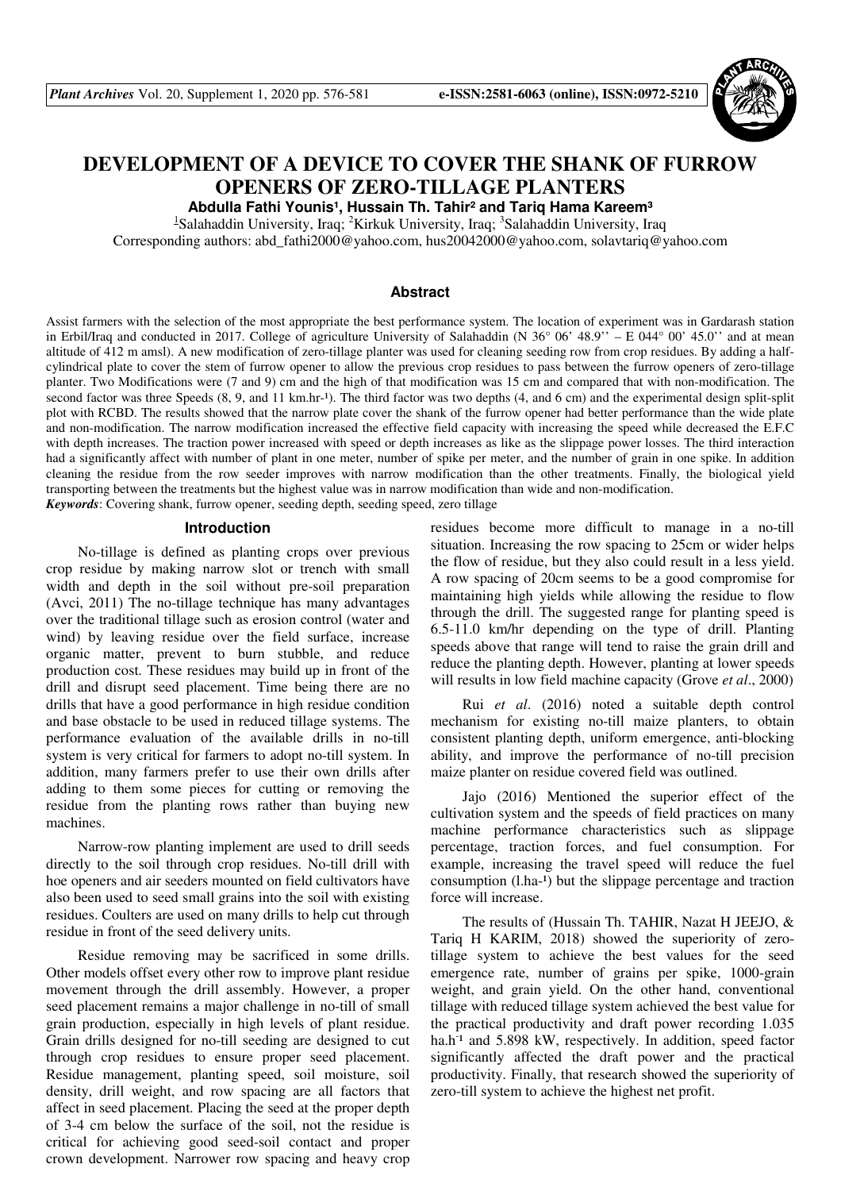# DEVELOPMENT OF A DEVICE TO COVER THE SHANK OF FURROW OPENERS OF ZERO-TILLAGE PLANTERS

**Abdulla Fathi Younis[1], Hussain Th. Tahir[2] and Tariq Hama Kareem[3]**

[1]Salahaddin University, Iraq; [2]Kirkuk University, Iraq; [3]Salahaddin University, Iraq

Corresponding authors: abd_fathi2000@yahoo.com, hus20042000@yahoo.com, solavtariq@yahoo.com

## Abstract

Assist farmers with the selection of the most appropriate the best performance system. The location of experiment was in Gardarash station in Erbil/Iraq and conducted in 2017. College of agriculture University of Salahaddin (N 36° 06' 48.9'' – E 044° 00' 45.0'' and at mean altitude of 412 m amsl). A new modification of zero-tillage planter was used for cleaning seeding row from crop residues. By adding a half-cylindrical plate to cover the stem of furrow opener to allow the previous crop residues to pass between the furrow openers of zero-tillage planter. Two Modifications were (7 and 9) cm and the high of that modification was 15 cm and compared that with non-modification. The second factor was three Speeds (8, 9, and 11 km.hr-¹). The third factor was two depths (4, and 6 cm) and the experimental design split-split plot with RCBD. The results showed that the narrow plate cover the shank of the furrow opener had better performance than the wide plate and non-modification. The narrow modification increased the effective field capacity with increasing the speed while decreased the E.F.C with depth increases. The traction power increased with speed or depth increases as like as the slippage power losses. The third interaction had a significantly affect with number of plant in one meter, number of spike per meter, and the number of grain in one spike. In addition cleaning the residue from the row seeder improves with narrow modification than the other treatments. Finally, the biological yield transporting between the treatments but the highest value was in narrow modification than wide and non-modification.

***Keywords***: Covering shank, furrow opener, seeding depth, seeding speed, zero tillage

## Introduction

No-tillage is defined as planting crops over previous crop residue by making narrow slot or trench with small width and depth in the soil without pre-soil preparation (Avci, 2011) The no-tillage technique has many advantages over the traditional tillage such as erosion control (water and wind) by leaving residue over the field surface, increase organic matter, prevent to burn stubble, and reduce production cost. These residues may build up in front of the drill and disrupt seed placement. Time being there are no drills that have a good performance in high residue condition and base obstacle to be used in reduced tillage systems. The performance evaluation of the available drills in no-till system is very critical for farmers to adopt no-till system. In addition, many farmers prefer to use their own drills after adding to them some pieces for cutting or removing the residue from the planting rows rather than buying new machines.

Narrow-row planting implement are used to drill seeds directly to the soil through crop residues. No-till drill with hoe openers and air seeders mounted on field cultivators have also been used to seed small grains into the soil with existing residues. Coulters are used on many drills to help cut through residue in front of the seed delivery units.

Residue removing may be sacrificed in some drills. Other models offset every other row to improve plant residue movement through the drill assembly. However, a proper seed placement remains a major challenge in no-till of small grain production, especially in high levels of plant residue. Grain drills designed for no-till seeding are designed to cut through crop residues to ensure proper seed placement. Residue management, planting speed, soil moisture, soil density, drill weight, and row spacing are all factors that affect in seed placement. Placing the seed at the proper depth of 3-4 cm below the surface of the soil, not the residue is critical for achieving good seed-soil contact and proper crown development. Narrower row spacing and heavy crop residues become more difficult to manage in a no-till situation. Increasing the row spacing to 25cm or wider helps the flow of residue, but they also could result in a less yield. A row spacing of 20cm seems to be a good compromise for maintaining high yields while allowing the residue to flow through the drill. The suggested range for planting speed is 6.5-11.0 km/hr depending on the type of drill. Planting speeds above that range will tend to raise the grain drill and reduce the planting depth. However, planting at lower speeds will results in low field machine capacity (Grove *et al*., 2000)

Rui *et al*. (2016) noted a suitable depth control mechanism for existing no-till maize planters, to obtain consistent planting depth, uniform emergence, anti-blocking ability, and improve the performance of no-till precision maize planter on residue covered field was outlined.

Jajo (2016) Mentioned the superior effect of the cultivation system and the speeds of field practices on many machine performance characteristics such as slippage percentage, traction forces, and fuel consumption. For example, increasing the travel speed will reduce the fuel consumption (l.ha-¹) but the slippage percentage and traction force will increase.

The results of (Hussain Th. TAHIR, Nazat H JEEJO, & Tariq H KARIM, 2018) showed the superiority of zero-tillage system to achieve the best values for the seed emergence rate, number of grains per spike, 1000-grain weight, and grain yield. On the other hand, conventional tillage with reduced tillage system achieved the best value for the practical productivity and draft power recording 1.035 $ha.h^{-1}$ and 5.898 kW, respectively. In addition, speed factor significantly affected the draft power and the practical productivity. Finally, that research showed the superiority of zero-till system to achieve the highest net profit.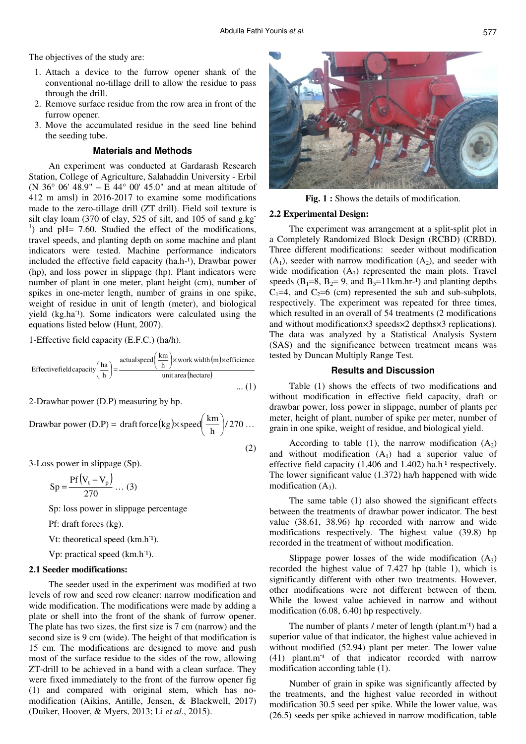The objectives of the study are:

1. Attach a device to the furrow opener shank of the conventional no-tillage drill to allow the residue to pass through the drill.
2. Remove surface residue from the row area in front of the furrow opener.
3. Move the accumulated residue in the seed line behind the seeding tube.

## Materials and Methods

An experiment was conducted at Gardarash Research Station, College of Agriculture, Salahaddin University - Erbil (N 36° 06' 48.9" – E 44° 00' 45.0" and at mean altitude of 412 m amsl) in 2016-2017 to examine some modifications made to the zero-tillage drill (ZT drill). Field soil texture is silt clay loam (370 of clay, 525 of silt, and 105 of sand g.kg$^{-1}$) and pH= 7.60. Studied the effect of the modifications, travel speeds, and planting depth on some machine and plant indicators were tested. Machine performance indicators included the effective field capacity (ha.h$^{-1}$), Drawbar power (hp), and loss power in slippage (hp). Plant indicators were number of plant in one meter, plant height (cm), number of spikes in one-meter length, number of grains in one spike, weight of residue in unit of length (meter), and biological yield (kg.ha$^{-1}$). Some indicators were calculated using the equations listed below (Hunt, 2007).

1-Effective field capacity (E.F.C.) (ha/h).

$$\text{Effective field capacity}\left(\frac{\text{ha}}{\text{h}}\right)=\frac{\text{actual speed}\left(\frac{\text{km}}{\text{h}}\right)\times\text{work width}(\text{m})\times\text{efficience}}{\text{unit area (hectare)}} \quad ...(1)$$

2-Drawbar power (D.P) measuring by hp.

$$\text{Drawbar power (D.P)} = \text{draft force}(\text{kg})\times\text{speed}\left(\frac{\text{km}}{\text{h}}\right)/270 \quad ...(2)$$

3-Loss power in slippage (Sp).

$$Sp=\frac{Pf\left(V_t-V_p\right)}{270} \quad ...(3)$$

Sp: loss power in slippage percentage

Pf: draft forces (kg).

Vt: theoretical speed (km.h$^{-1}$).

Vp: practical speed (km.h$^{-1}$).

### 2.1 Seeder modifications:

The seeder used in the experiment was modified at two levels of row and seed row cleaner: narrow modification and wide modification. The modifications were made by adding a plate or shell into the front of the shank of furrow opener. The plate has two sizes, the first size is 7 cm (narrow) and the second size is 9 cm (wide). The height of that modification is 15 cm. The modifications are designed to move and push most of the surface residue to the sides of the row, allowing ZT-drill to be achieved in a band with a clean surface. They were fixed immediately to the front of the furrow opener fig (1) and compared with original stem, which has no-modification (Aikins, Antille, Jensen, & Blackwell, 2017) (Duiker, Hoover, & Myers, 2013; Li *et al*., 2015).

**Fig. 1 :** Shows the details of modification.

### 2.2 Experimental Design:

The experiment was arrangement at a split-split plot in a Completely Randomized Block Design (RCBD) (CRBD). Three different modifications: seeder without modification ($A_1$), seeder with narrow modification ($A_2$), and seeder with wide modification ($A_3$) represented the main plots. Travel speeds ($B_1$=8, $B_2$= 9, and $B_3$=11km.hr$^{-1}$) and planting depths $C_1$=4, and $C_2$=6 (cm) represented the sub and sub-subplots, respectively. The experiment was repeated for three times, which resulted in an overall of 54 treatments (2 modifications and without modification×3 speeds×2 depths×3 replications). The data was analyzed by a Statistical Analysis System (SAS) and the significance between treatment means was tested by Duncan Multiply Range Test.

## Results and Discussion

Table (1) shows the effects of two modifications and without modification in effective field capacity, draft or drawbar power, loss power in slippage, number of plants per meter, height of plant, number of spike per meter, number of grain in one spike, weight of residue, and biological yield.

According to table (1), the narrow modification ($A_2$) and without modification ($A_1$) had a superior value of effective field capacity (1.406 and 1.402) ha.h$^{-1}$ respectively. The lower significant value (1.372) ha/h happened with wide modification ($A_3$).

The same table (1) also showed the significant effects between the treatments of drawbar power indicator. The best value (38.61, 38.96) hp recorded with narrow and wide modifications respectively. The highest value (39.8) hp recorded in the treatment of without modification.

Slippage power losses of the wide modification ($A_3$) recorded the highest value of 7.427 hp (table 1), which is significantly different with other two treatments. However, other modifications were not different between of them. While the lowest value achieved in narrow and without modification (6.08, 6.40) hp respectively.

The number of plants / meter of length (plant.m$^{-1}$) had a superior value of that indicator, the highest value achieved in without modified (52.94) plant per meter. The lower value (41) plant.m$^{-1}$ of that indicator recorded with narrow modification according table (1).

Number of grain in spike was significantly affected by the treatments, and the highest value recorded in without modification 30.5 seed per spike. While the lower value, was (26.5) seeds per spike achieved in narrow modification, table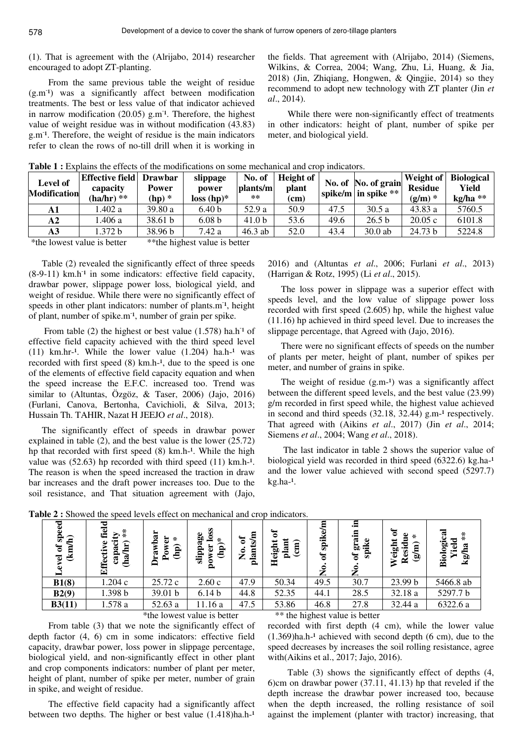(1). That is agreement with the (Alrijabo, 2014) researcher encouraged to adopt ZT-planting.

From the same previous table the weight of residue ($g.m^{-1}$) was a significantly affect between modification treatments. The best or less value of that indicator achieved in narrow modification (20.05) $g.m^{-1}$. Therefore, the highest value of weight residue was in without modification (43.83) $g.m^{-1}$. Therefore, the weight of residue is the main indicators refer to clean the rows of no-till drill when it is working in the fields. That agreement with (Alrijabo, 2014) (Siemens, Wilkins, & Correa, 2004; Wang, Zhu, Li, Huang, & Jia, 2018) (Jin, Zhiqiang, Hongwen, & Qingjie, 2014) so they recommend to adopt new technology with ZT planter (Jin *et al*., 2014).

While there were non-significantly effect of treatments in other indicators: height of plant, number of spike per meter, and biological yield.

**Table 1 :** Explains the effects of the modifications on some mechanical and crop indicators.

| Level of Modification | Effective field capacity (ha/hr) ** | Drawbar Power (hp) * | slippage power loss (hp)* | No. of plants/m ** | Height of plant (cm) | No. of spike/m | No. of grain in spike ** | Weight of Residue (g/m) * | Biological Yield kg/ha ** |
|---|---|---|---|---|---|---|---|---|---|
| **A1** | 1.402 a | 39.80 a | 6.40 b | 52.9 a | 50.9 | 47.5 | 30.5 a | 43.83 a | 5760.5 |
| **A2** | 1.406 a | 38.61 b | 6.08 b | 41.0 b | 53.6 | 49.6 | 26.5 b | 20.05 c | 6101.8 |
| **A3** | 1.372 b | 38.96 b | 7.42 a | 46.3 ab | 52.0 | 43.4 | 30.0 ab | 24.73 b | 5224.8 |

*the lowest value is better **the highest value is better

Table (2) revealed the significantly effect of three speeds (8-9-11) $km.h^{-1}$ in some indicators: effective field capacity, drawbar power, slippage power loss, biological yield, and weight of residue. While there were no significantly effect of speeds in other plant indicators: number of $plants.m^{-1}$, height of plant, number of $spike.m^{-1}$, number of grain per spike.

From table (2) the highest or best value (1.578) $ha.h^{-1}$ of effective field capacity achieved with the third speed level (11) $km.hr^{-1}$. While the lower value (1.204) $ha.h^{-1}$ was recorded with first speed (8) $km.h^{-1}$, due to the speed is one of the elements of effective field capacity equation and when the speed increase the E.F.C. increased too. Trend was similar to (Altuntas, Özgöz, & Taser, 2006) (Jajo, 2016) (Furlani, Canova, Bertonha, Cavichioli, & Silva, 2013; Hussain Th. TAHIR, Nazat H JEEJO *et al*., 2018).

The significantly effect of speeds in drawbar power explained in table (2), and the best value is the lower (25.72) hp that recorded with first speed (8) $km.h^{-1}$. While the high value was (52.63) hp recorded with third speed (11) $km.h^{-1}$. The reason is when the speed increased the traction in draw bar increases and the draft power increases too. Due to the soil resistance, and That situation agreement with (Jajo, 2016) and (Altuntas *et al*., 2006; Furlani *et al*., 2013) (Harrigan & Rotz, 1995) (Li *et al*., 2015).

The loss power in slippage was a superior effect with speeds level, and the low value of slippage power loss recorded with first speed (2.605) hp, while the highest value (11.16) hp achieved in third speed level. Due to increases the slippage percentage, that Agreed with (Jajo, 2016).

There were no significant effects of speeds on the number of plants per meter, height of plant, number of spikes per meter, and number of grains in spike.

The weight of residue ($g.m^{-1}$) was a significantly affect between the different speed levels, and the best value (23.99) g/m recorded in first speed while, the highest value achieved in second and third speeds (32.18, 32.44) $g.m^{-1}$ respectively. That agreed with (Aikins *et al*., 2017) (Jin *et al*., 2014; Siemens *et al*., 2004; Wang *et al*., 2018).

The last indicator in table 2 shows the superior value of biological yield was recorded in third speed (6322.6) $kg.ha^{-1}$ and the lower value achieved with second speed (5297.7) $kg.ha^{-1}$.

**Table 2 :** Showed the speed levels effect on mechanical and crop indicators.

| Level of speed (km/h) | Effective field capacity (ha/hr) ** | Drawbar Power (hp) * | slippage power loss (hp)* | No. of plants/m | Height of plant (cm) | No. of spike/m | No. of grain in spike | Weight of Residue (g/m) * | Biological Yield kg/ha ** |
|---|---|---|---|---|---|---|---|---|---|
| **B1(8)** | 1.204 c | 25.72 c | 2.60 c | 47.9 | 50.34 | 49.5 | 30.7 | 23.99 b | 5466.8 ab |
| **B2(9)** | 1.398 b | 39.01 b | 6.14 b | 44.8 | 52.35 | 44.1 | 28.5 | 32.18 a | 5297.7 b |
| **B3(11)** | 1.578 a | 52.63 a | 11.16 a | 47.5 | 53.86 | 46.8 | 27.8 | 32.44 a | 6322.6 a |

*the lowest value is better ** the highest value is better

From table (3) that we note the significantly effect of depth factor (4, 6) cm in some indicators: effective field capacity, drawbar power, loss power in slippage percentage, biological yield, and non-significantly effect in other plant and crop components indicators: number of plant per meter, height of plant, number of spike per meter, number of grain in spike, and weight of residue.

The effective field capacity had a significantly affect between two depths. The higher or best value (1.418)$ha.h^{-1}$ recorded with first depth (4 cm), while the lower value (1.369)$ha.h^{-1}$ achieved with second depth (6 cm), due to the speed decreases by increases the soil rolling resistance, agree with(Aikins et al., 2017; Jajo, 2016).

Table (3) shows the significantly effect of depths (4, 6)cm on drawbar power (37.11, 41.13) hp that reveled if the depth increase the drawbar power increased too, because when the depth increased, the rolling resistance of soil against the implement (planter with tractor) increasing, that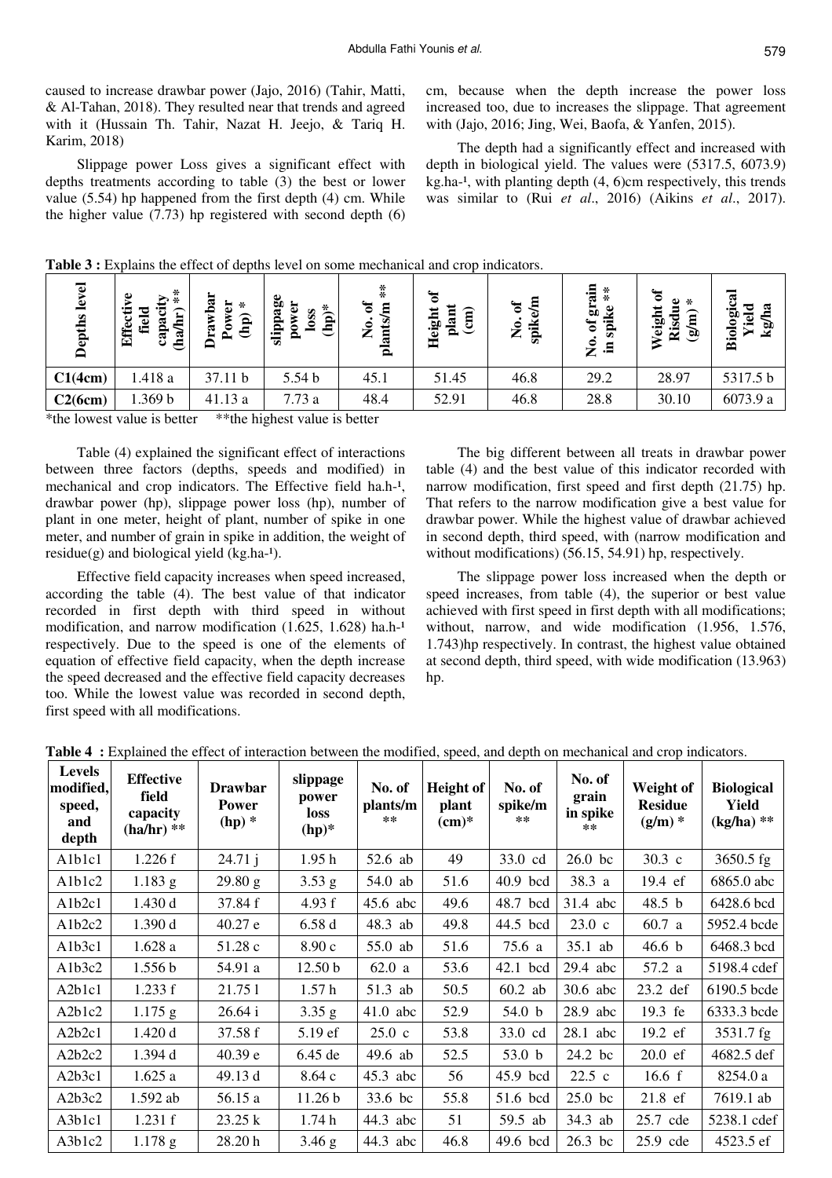caused to increase drawbar power (Jajo, 2016) (Tahir, Matti, & Al-Tahan, 2018). They resulted near that trends and agreed with it (Hussain Th. Tahir, Nazat H. Jeejo, & Tariq H. Karim, 2018)

Slippage power Loss gives a significant effect with depths treatments according to table (3) the best or lower value (5.54) hp happened from the first depth (4) cm. While the higher value (7.73) hp registered with second depth (6) cm, because when the depth increase the power loss increased too, due to increases the slippage. That agreement with (Jajo, 2016; Jing, Wei, Baofa, & Yanfen, 2015).

The depth had a significantly effect and increased with depth in biological yield. The values were (5317.5, 6073.9) kg.ha-¹, with planting depth (4, 6)cm respectively, this trends was similar to (Rui *et al*., 2016) (Aikins *et al*., 2017).

**Table 3 :** Explains the effect of depths level on some mechanical and crop indicators.

| Depths level | Effective field capacity (ha/hr) ** | Drawbar Power (hp) * | slippage power loss (hp)* | No. of plants/m ** | Height of plant (cm) | No. of spike/m | No. of grain in spike ** | Weight of Risdue (g/m) * | Biological Yield kg/ha |
|---|---|---|---|---|---|---|---|---|---|
| **C1(4cm)** | 1.418 a | 37.11 b | 5.54 b | 45.1 | 51.45 | 46.8 | 29.2 | 28.97 | 5317.5 b |
| **C2(6cm)** | 1.369 b | 41.13 a | 7.73 a | 48.4 | 52.91 | 46.8 | 28.8 | 30.10 | 6073.9 a |

\*the lowest value is better  \*\*the highest value is better

Table (4) explained the significant effect of interactions between three factors (depths, speeds and modified) in mechanical and crop indicators. The Effective field ha.h-¹, drawbar power (hp), slippage power loss (hp), number of plant in one meter, height of plant, number of spike in one meter, and number of grain in spike in addition, the weight of residue(g) and biological yield (kg.ha-¹).

Effective field capacity increases when speed increased, according the table (4). The best value of that indicator recorded in first depth with third speed in without modification, and narrow modification (1.625, 1.628) ha.h-¹ respectively. Due to the speed is one of the elements of equation of effective field capacity, when the depth increase the speed decreased and the effective field capacity decreases too. While the lowest value was recorded in second depth, first speed with all modifications.

The big different between all treats in drawbar power table (4) and the best value of this indicator recorded with narrow modification, first speed and first depth (21.75) hp. That refers to the narrow modification give a best value for drawbar power. While the highest value of drawbar achieved in second depth, third speed, with (narrow modification and without modifications) (56.15, 54.91) hp, respectively.

The slippage power loss increased when the depth or speed increases, from table (4), the superior or best value achieved with first speed in first depth with all modifications; without, narrow, and wide modification (1.956, 1.576, 1.743)hp respectively. In contrast, the highest value obtained at second depth, third speed, with wide modification (13.963) hp.

**Table 4 :** Explained the effect of interaction between the modified, speed, and depth on mechanical and crop indicators.

| Levels modified, speed, and depth | Effective field capacity (ha/hr) ** | Drawbar Power (hp) * | slippage power loss (hp)* | No. of plants/m ** | Height of plant (cm)* | No. of spike/m ** | No. of grain in spike ** | Weight of Residue (g/m) * | Biological Yield (kg/ha) ** |
|---|---|---|---|---|---|---|---|---|---|
| A1b1c1 | 1.226 f | 24.71 j | 1.95 h | 52.6 ab | 49 | 33.0 cd | 26.0 bc | 30.3 c | 3650.5 fg |
| A1b1c2 | 1.183 g | 29.80 g | 3.53 g | 54.0 ab | 51.6 | 40.9 bcd | 38.3 a | 19.4 ef | 6865.0 abc |
| A1b2c1 | 1.430 d | 37.84 f | 4.93 f | 45.6 abc | 49.6 | 48.7 bcd | 31.4 abc | 48.5 b | 6428.6 bcd |
| A1b2c2 | 1.390 d | 40.27 e | 6.58 d | 48.3 ab | 49.8 | 44.5 bcd | 23.0 c | 60.7 a | 5952.4 bcde |
| A1b3c1 | 1.628 a | 51.28 c | 8.90 c | 55.0 ab | 51.6 | 75.6 a | 35.1 ab | 46.6 b | 6468.3 bcd |
| A1b3c2 | 1.556 b | 54.91 a | 12.50 b | 62.0 a | 53.6 | 42.1 bcd | 29.4 abc | 57.2 a | 5198.4 cdef |
| A2b1c1 | 1.233 f | 21.75 l | 1.57 h | 51.3 ab | 50.5 | 60.2 ab | 30.6 abc | 23.2 def | 6190.5 bcde |
| A2b1c2 | 1.175 g | 26.64 i | 3.35 g | 41.0 abc | 52.9 | 54.0 b | 28.9 abc | 19.3 fe | 6333.3 bcde |
| A2b2c1 | 1.420 d | 37.58 f | 5.19 ef | 25.0 c | 53.8 | 33.0 cd | 28.1 abc | 19.2 ef | 3531.7 fg |
| A2b2c2 | 1.394 d | 40.39 e | 6.45 de | 49.6 ab | 52.5 | 53.0 b | 24.2 bc | 20.0 ef | 4682.5 def |
| A2b3c1 | 1.625 a | 49.13 d | 8.64 c | 45.3 abc | 56 | 45.9 bcd | 22.5 c | 16.6 f | 8254.0 a |
| A2b3c2 | 1.592 ab | 56.15 a | 11.26 b | 33.6 bc | 55.8 | 51.6 bcd | 25.0 bc | 21.8 ef | 7619.1 ab |
| A3b1c1 | 1.231 f | 23.25 k | 1.74 h | 44.3 abc | 51 | 59.5 ab | 34.3 ab | 25.7 cde | 5238.1 cdef |
| A3b1c2 | 1.178 g | 28.20 h | 3.46 g | 44.3 abc | 46.8 | 49.6 bcd | 26.3 bc | 25.9 cde | 4523.5 ef |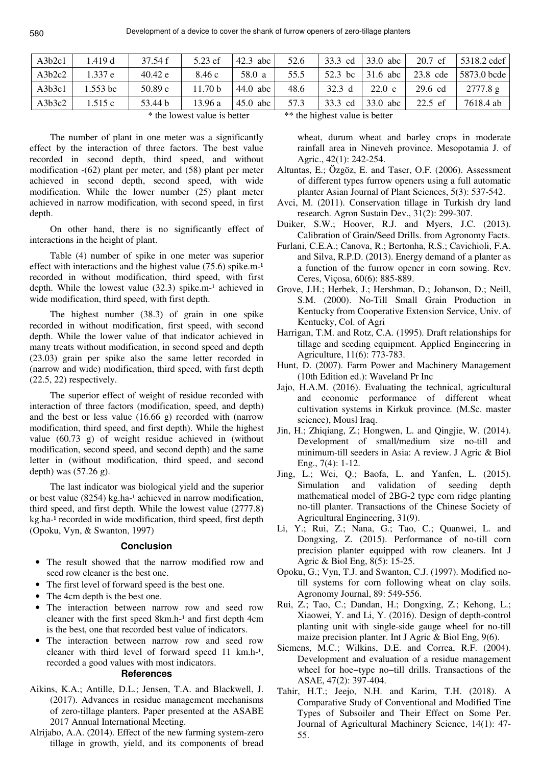| A3b2c1 | 1.419 d | 37.54 f | 5.23 ef | 42.3 abc | 52.6 | 33.3 cd | 33.0 abc | 20.7 ef | 5318.2 cdef |
|---|---|---|---|---|---|---|---|---|---|
| A3b2c2 | 1.337 e | 40.42 e | 8.46 c | 58.0 a | 55.5 | 52.3 bc | 31.6 abc | 23.8 cde | 5873.0 bcde |
| A3b3c1 | 1.553 bc | 50.89 c | 11.70 b | 44.0 abc | 48.6 | 32.3 d | 22.0 c | 29.6 cd | 2777.8 g |
| A3b3c2 | 1.515 c | 53.44 b | 13.96 a | 45.0 abc | 57.3 | 33.3 cd | 33.0 abc | 22.5 ef | 7618.4 ab |

\* the lowest value is better ** the highest value is better

The number of plant in one meter was a significantly effect by the interaction of three factors. The best value recorded in second depth, third speed, and without modification -(62) plant per meter, and (58) plant per meter achieved in second depth, second speed, with wide modification. While the lower number (25) plant meter achieved in narrow modification, with second speed, in first depth.

On other hand, there is no significantly effect of interactions in the height of plant.

Table (4) number of spike in one meter was superior effect with interactions and the highest value (75.6) spike.m-¹ recorded in without modification, third speed, with first depth. While the lowest value (32.3) spike.m-¹ achieved in wide modification, third speed, with first depth.

The highest number (38.3) of grain in one spike recorded in without modification, first speed, with second depth. While the lower value of that indicator achieved in many treats without modification, in second speed and depth (23.03) grain per spike also the same letter recorded in (narrow and wide) modification, third speed, with first depth (22.5, 22) respectively.

The superior effect of weight of residue recorded with interaction of three factors (modification, speed, and depth) and the best or less value (16.66 g) recorded with (narrow modification, third speed, and first depth). While the highest value (60.73 g) of weight residue achieved in (without modification, second speed, and second depth) and the same letter in (without modification, third speed, and second depth) was (57.26 g).

The last indicator was biological yield and the superior or best value (8254) kg.ha-¹ achieved in narrow modification, third speed, and first depth. While the lowest value (2777.8) kg.ha-¹ recorded in wide modification, third speed, first depth (Opoku, Vyn, & Swanton, 1997)

## Conclusion

- The result showed that the narrow modified row and seed row cleaner is the best one.
- The first level of forward speed is the best one.
- The 4cm depth is the best one.
- The interaction between narrow row and seed row cleaner with the first speed 8km.h-¹ and first depth 4cm is the best, one that recorded best value of indicators.
- The interaction between narrow row and seed row cleaner with third level of forward speed 11 km.h-¹, recorded a good values with most indicators.

## References

Aikins, K.A.; Antille, D.L.; Jensen, T.A. and Blackwell, J. (2017). Advances in residue management mechanisms of zero-tillage planters. Paper presented at the ASABE 2017 Annual International Meeting.

Alrijabo, A.A. (2014). Effect of the new farming system-zero tillage in growth, yield, and its components of bread wheat, durum wheat and barley crops in moderate rainfall area in Nineveh province. Mesopotamia J. of Agric., 42(1): 242-254.

Altuntas, E.; Özgöz, E. and Taser, O.F. (2006). Assessment of different types furrow openers using a full automatic planter Asian Journal of Plant Sciences, 5(3): 537-542.

Avci, M. (2011). Conservation tillage in Turkish dry land research. Agron Sustain Dev., 31(2): 299-307.

Duiker, S.W.; Hoover, R.J. and Myers, J.C. (2013). Calibration of Grain/Seed Drills. from Agronomy Facts.

Furlani, C.E.A.; Canova, R.; Bertonha, R.S.; Cavichioli, F.A. and Silva, R.P.D. (2013). Energy demand of a planter as a function of the furrow opener in corn sowing. Rev. Ceres, Viçosa, 60(6): 885-889.

Grove, J.H.; Herbek, J.; Hershman, D.; Johanson, D.; Neill, S.M. (2000). No-Till Small Grain Production in Kentucky from Cooperative Extension Service, Univ. of Kentucky, Col. of Agri

Harrigan, T.M. and Rotz, C.A. (1995). Draft relationships for tillage and seeding equipment. Applied Engineering in Agriculture, 11(6): 773-783.

Hunt, D. (2007). Farm Power and Machinery Management (10th Edition ed.): Waveland Pr Inc

Jajo, H.A.M. (2016). Evaluating the technical, agricultural and economic performance of different wheat cultivation systems in Kirkuk province. (M.Sc. master science), Mosl Iraq.

Jin, H.; Zhiqiang, Z.; Hongwen, L. and Qingjie, W. (2014). Development of small/medium size no-till and minimum-till seeders in Asia: A review. J Agric & Biol Eng., 7(4): 1-12.

Jing, L.; Wei, Q.; Baofa, L. and Yanfen, L. (2015). Simulation and validation of seeding depth mathematical model of 2BG-2 type corn ridge planting no-till planter. Transactions of the Chinese Society of Agricultural Engineering, 31(9).

Li, Y.; Rui, Z.; Nana, G.; Tao, C.; Quanwei, L. and Dongxing, Z. (2015). Performance of no-till corn precision planter equipped with row cleaners. Int J Agric & Biol Eng, 8(5): 15-25.

Opoku, G.; Vyn, T.J. and Swanton, C.J. (1997). Modified no-till systems for corn following wheat on clay soils. Agronomy Journal, 89: 549-556.

Rui, Z.; Tao, C.; Dandan, H.; Dongxing, Z.; Kehong, L.; Xiaowei, Y. and Li, Y. (2016). Design of depth-control planting unit with single-side gauge wheel for no-till maize precision planter. Int J Agric & Biol Eng, 9(6).

Siemens, M.C.; Wilkins, D.E. and Correa, R.F. (2004). Development and evaluation of a residue management wheel for hoe–type no–till drills. Transactions of the ASAE, 47(2): 397-404.

Tahir, H.T.; Jeejo, N.H. and Karim, T.H. (2018). A Comparative Study of Conventional and Modified Tine Types of Subsoiler and Their Effect on Some Per. Journal of Agricultural Machinery Science, 14(1): 47-55.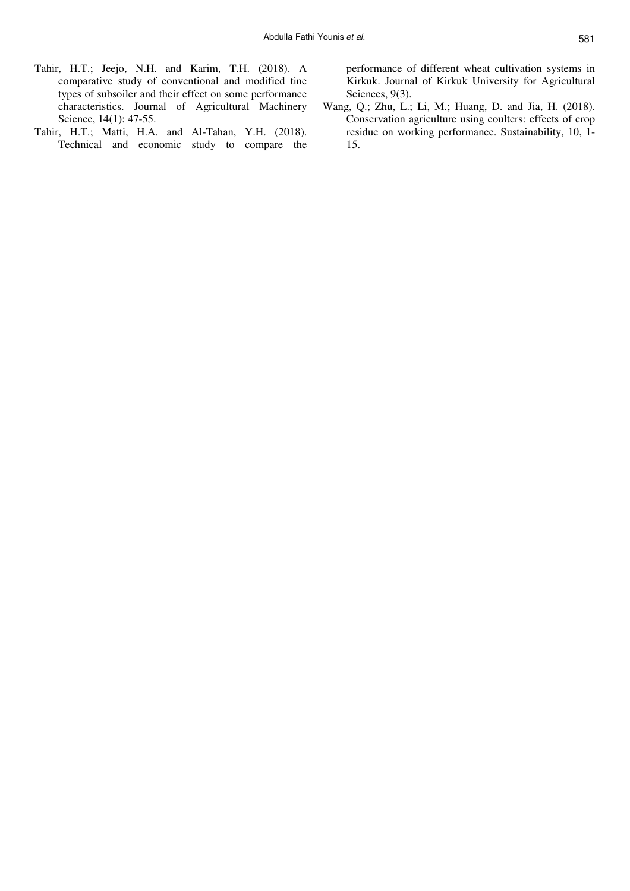Tahir, H.T.; Jeejo, N.H. and Karim, T.H. (2018). A comparative study of conventional and modified tine types of subsoiler and their effect on some performance characteristics. Journal of Agricultural Machinery Science, 14(1): 47-55.

Tahir, H.T.; Matti, H.A. and Al-Tahan, Y.H. (2018). Technical and economic study to compare the performance of different wheat cultivation systems in Kirkuk. Journal of Kirkuk University for Agricultural Sciences, 9(3).

Wang, Q.; Zhu, L.; Li, M.; Huang, D. and Jia, H. (2018). Conservation agriculture using coulters: effects of crop residue on working performance. Sustainability, 10, 1-15.